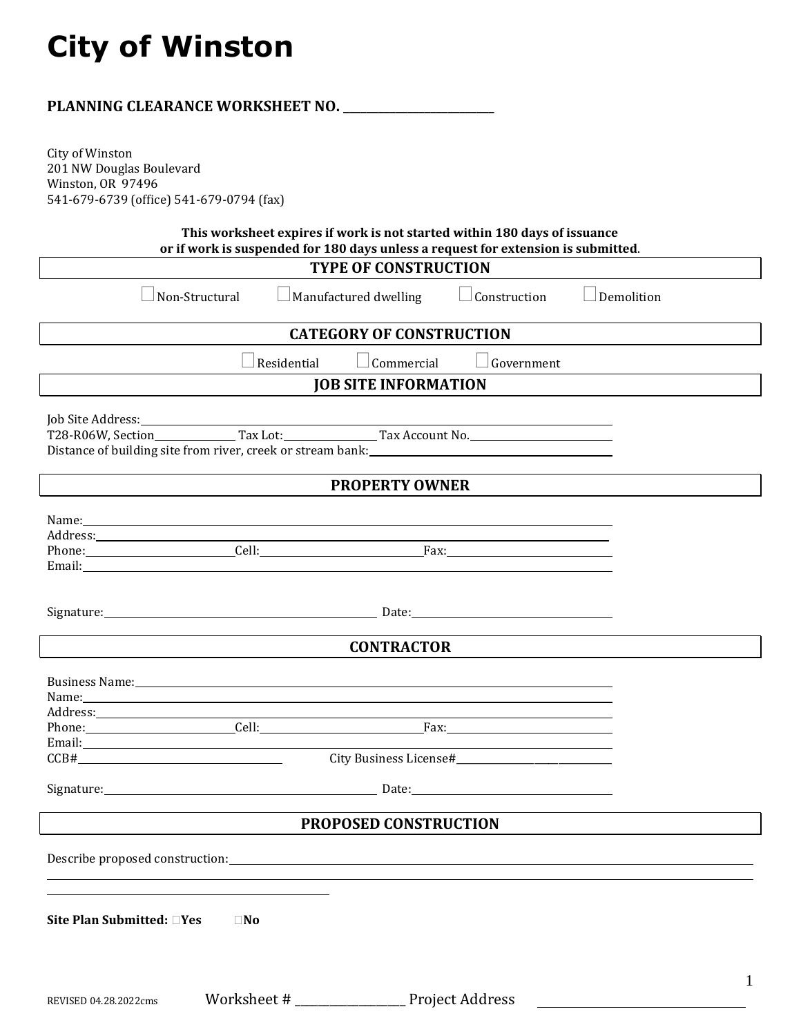# City of Winston

**PLANNING CLEARANCE WORKSHEET NO. \_\_\_\_\_\_\_\_\_\_\_\_\_\_\_\_\_\_\_\_\_\_\_\_**

City of Winston
201 NW Douglas Boulevard
Winston, OR 97496
541-679-6739 (office) 541-679-0794 (fax)

**This worksheet expires if work is not started within 180 days of issuance or if work is suspended for 180 days unless a request for extension is submitted.**

## TYPE OF CONSTRUCTION

☐ Non-Structural ☐ Manufactured dwelling ☐ Construction ☐ Demolition

## CATEGORY OF CONSTRUCTION

☐ Residential ☐ Commercial ☐ Government

## JOB SITE INFORMATION

Job Site Address: \_\_\_\_\_\_\_\_\_\_\_\_\_\_\_\_\_\_\_\_\_\_\_\_\_\_\_\_\_\_\_\_\_\_\_\_\_\_\_\_

T28-R06W, Section\_\_\_\_\_\_\_\_\_\_\_\_ Tax Lot:\_\_\_\_\_\_\_\_\_\_\_\_\_\_ Tax Account No.\_\_\_\_\_\_\_\_\_\_\_\_\_\_\_\_\_\_

Distance of building site from river, creek or stream bank: \_\_\_\_\_\_\_\_\_\_\_\_\_\_\_\_\_\_\_\_\_\_\_\_\_\_

## PROPERTY OWNER

Name: \_\_\_\_\_\_\_\_\_\_\_\_\_\_\_\_\_\_\_\_\_\_\_\_\_\_\_\_\_\_\_\_\_\_\_\_\_\_\_\_

Address: \_\_\_\_\_\_\_\_\_\_\_\_\_\_\_\_\_\_\_\_\_\_\_\_\_\_\_\_\_\_\_\_\_\_\_\_\_\_\_\_

Phone: \_\_\_\_\_\_\_\_\_\_\_\_\_\_\_\_ Cell: \_\_\_\_\_\_\_\_\_\_\_\_\_\_\_\_ Fax: \_\_\_\_\_\_\_\_\_\_\_\_\_\_\_\_

Email: \_\_\_\_\_\_\_\_\_\_\_\_\_\_\_\_\_\_\_\_\_\_\_\_\_\_\_\_\_\_\_\_\_\_\_\_\_\_\_\_

Signature: \_\_\_\_\_\_\_\_\_\_\_\_\_\_\_\_\_\_\_\_\_\_\_\_\_\_ Date: \_\_\_\_\_\_\_\_\_\_\_\_\_\_\_\_\_\_

## CONTRACTOR

Business Name: \_\_\_\_\_\_\_\_\_\_\_\_\_\_\_\_\_\_\_\_\_\_\_\_\_\_\_\_\_\_\_\_\_\_\_\_\_\_\_\_

Name: \_\_\_\_\_\_\_\_\_\_\_\_\_\_\_\_\_\_\_\_\_\_\_\_\_\_\_\_\_\_\_\_\_\_\_\_\_\_\_\_

Address: \_\_\_\_\_\_\_\_\_\_\_\_\_\_\_\_\_\_\_\_\_\_\_\_\_\_\_\_\_\_\_\_\_\_\_\_\_\_\_\_

Phone: \_\_\_\_\_\_\_\_\_\_\_\_\_\_\_\_ Cell: \_\_\_\_\_\_\_\_\_\_\_\_\_\_\_\_ Fax: \_\_\_\_\_\_\_\_\_\_\_\_\_\_\_\_

Email: \_\_\_\_\_\_\_\_\_\_\_\_\_\_\_\_\_\_\_\_\_\_\_\_\_\_\_\_\_\_\_\_\_\_\_\_\_\_\_\_

CCB# \_\_\_\_\_\_\_\_\_\_\_\_\_\_\_\_\_\_\_\_ City Business License# \_\_\_\_\_\_\_\_\_\_\_\_\_\_\_\_\_\_\_\_

Signature: \_\_\_\_\_\_\_\_\_\_\_\_\_\_\_\_\_\_\_\_\_\_\_\_\_\_ Date: \_\_\_\_\_\_\_\_\_\_\_\_\_\_\_\_\_\_

## PROPOSED CONSTRUCTION

Describe proposed construction: \_\_\_\_\_\_\_\_\_\_\_\_\_\_\_\_\_\_\_\_\_\_\_\_\_\_\_\_\_\_\_\_\_\_\_\_\_\_\_\_

\_\_\_\_\_\_\_\_\_\_\_\_\_\_\_\_\_\_\_\_\_\_\_\_\_\_\_\_\_\_\_\_\_\_\_\_\_\_\_\_\_\_\_\_\_\_\_\_\_\_\_\_\_\_\_\_\_\_\_\_\_\_\_\_\_\_\_\_\_\_

\_\_\_\_\_\_\_\_\_\_\_\_\_\_\_\_\_\_\_\_\_\_\_\_\_\_\_\_\_\_

**Site Plan Submitted: ☐Yes ☐No**

REVISED 04.28.2022cms Worksheet # \_\_\_\_\_\_\_\_\_\_\_\_\_\_\_\_ Project Address \_\_\_\_\_\_\_\_\_\_\_\_\_\_\_\_\_\_\_\_\_\_\_\_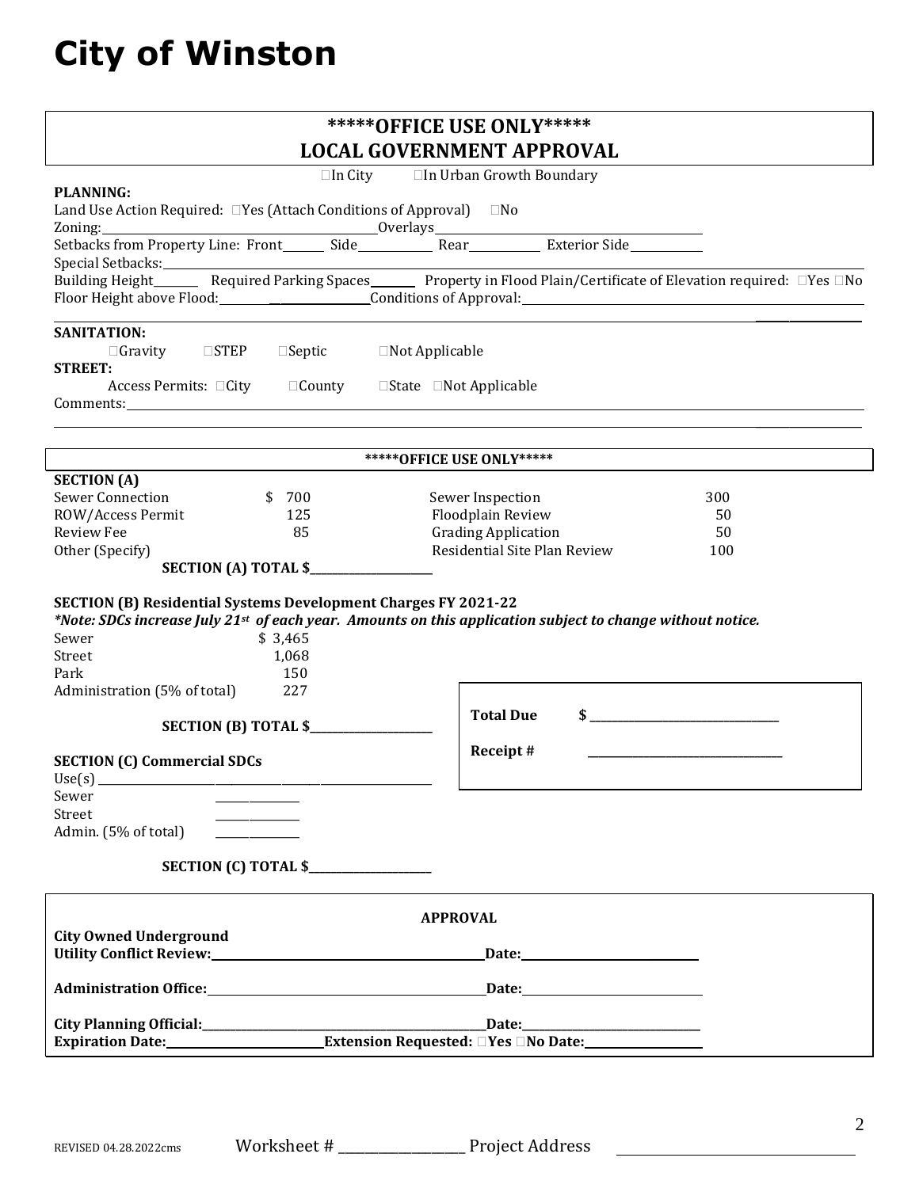# City of Winston

## \*\*\*\*\*OFFICE USE ONLY\*\*\*\*\*
## LOCAL GOVERNMENT APPROVAL

☐In City ☐In Urban Growth Boundary

**PLANNING:**

Land Use Action Required: ☐Yes (Attach Conditions of Approval) ☐No

Zoning:______________________ Overlays______________________

Setbacks from Property Line: Front______ Side__________ Rear__________ Exterior Side__________

Special Setbacks:______________________

Building Height______ Required Parking Spaces______ Property in Flood Plain/Certificate of Elevation required: ☐Yes ☐No

Floor Height above Flood:______________ Conditions of Approval:______________________

**SANITATION:**

☐Gravity ☐STEP ☐Septic ☐Not Applicable

**STREET:**

Access Permits: ☐City ☐County ☐State ☐Not Applicable

Comments:______________________

### \*\*\*\*\*OFFICE USE ONLY\*\*\*\*\*

**SECTION (A)**

| | | | |
|---|---|---|---|
| Sewer Connection | $ 700 | Sewer Inspection | 300 |
| ROW/Access Permit | 125 | Floodplain Review | 50 |
| Review Fee | 85 | Grading Application | 50 |
| Other (Specify) | | Residential Site Plan Review | 100 |

**SECTION (A) TOTAL $**______________

**SECTION (B) Residential Systems Development Charges FY 2021-22**

***Note: SDCs increase July 21st of each year. Amounts on this application subject to change without notice.***

| | |
|---|---|
| Sewer | $ 3,465 |
| Street | 1,068 |
| Park | 150 |
| Administration (5% of total) | 227 |

**SECTION (B) TOTAL $**______________

**Total Due** **$** ______________

**Receipt #** ______________

**SECTION (C) Commercial SDCs**

Use(s) ______________________

Sewer ____________

Street ____________

Admin. (5% of total) ____________

**SECTION (C) TOTAL $**______________

### APPROVAL

**City Owned Underground Utility Conflict Review:**______________________ **Date:**______________

**Administration Office:**______________________ **Date:**______________

**City Planning Official:**______________________ **Date:**______________

**Expiration Date:**______________ **Extension Requested: ☐Yes ☐No Date:**______________

REVISED 04.28.2022cms Worksheet # ______________ Project Address ______________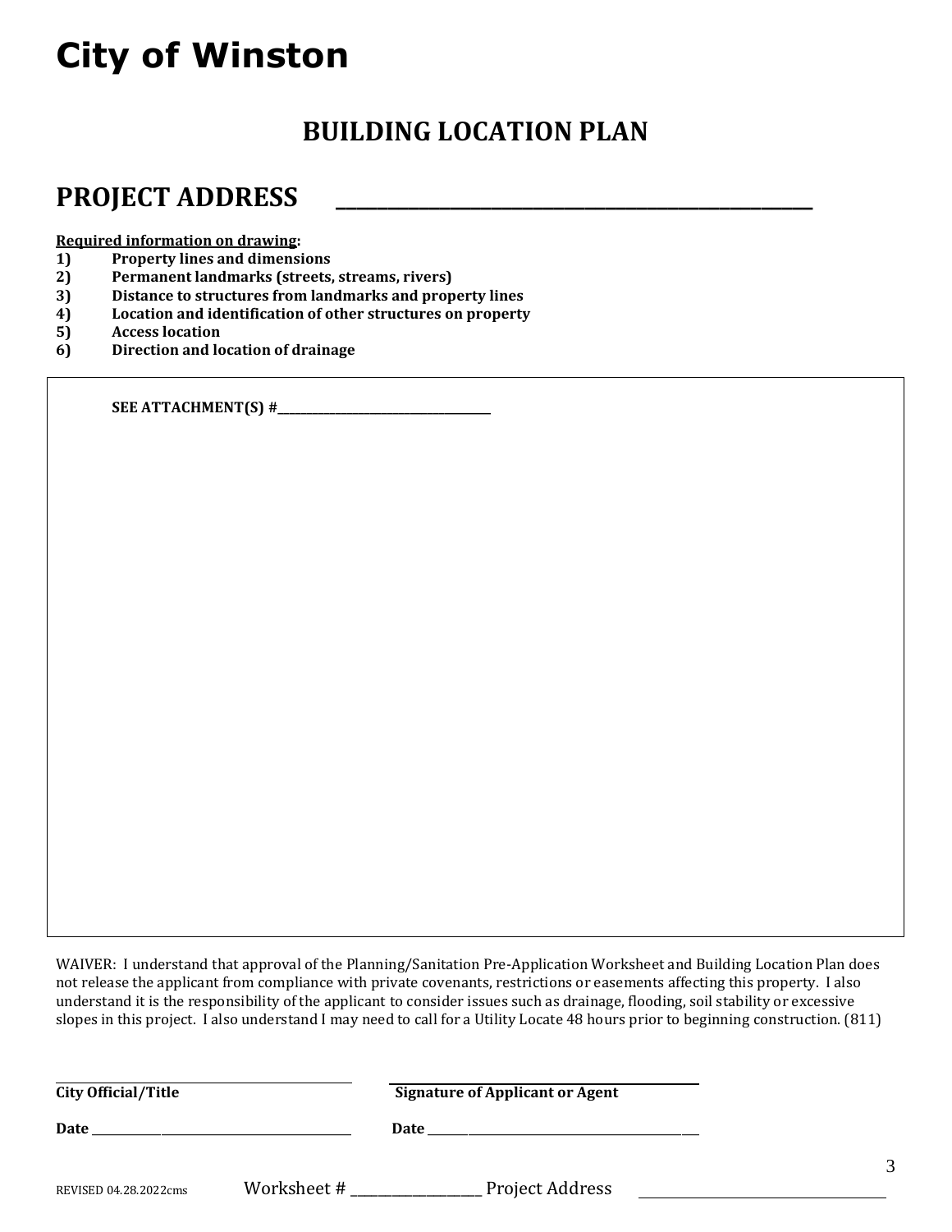# City of Winston

## BUILDING LOCATION PLAN

## PROJECT ADDRESS ______________________________________________

**Required information on drawing:**

1) **Property lines and dimensions**
2) **Permanent landmarks (streets, streams, rivers)**
3) **Distance to structures from landmarks and property lines**
4) **Location and identification of other structures on property**
5) **Access location**
6) **Direction and location of drainage**

**SEE ATTACHMENT(S) #______________________________**

WAIVER: I understand that approval of the Planning/Sanitation Pre-Application Worksheet and Building Location Plan does not release the applicant from compliance with private covenants, restrictions or easements affecting this property. I also understand it is the responsibility of the applicant to consider issues such as drainage, flooding, soil stability or excessive slopes in this project. I also understand I may need to call for a Utility Locate 48 hours prior to beginning construction. (811)

______________________________________
**City Official/Title**

**Date** ______________________________

______________________________________
**Signature of Applicant or Agent**

**Date** ______________________________

REVISED 04.28.2022cms Worksheet # ________________ Project Address ______________________________